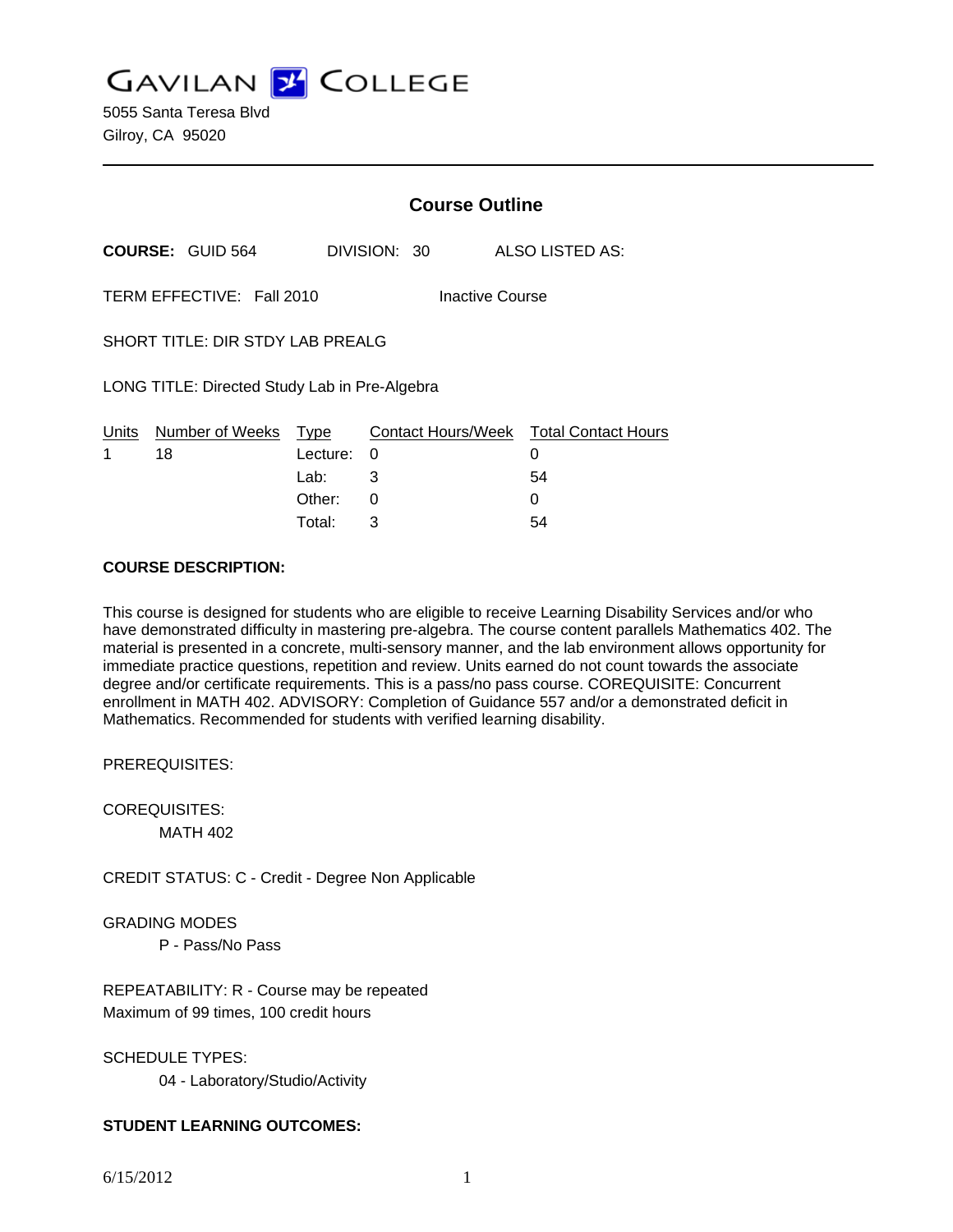# GAVILAN COLLEGE

5055 Santa Teresa Blvd
Gilroy, CA 95020

## Course Outline

**COURSE:** GUID 564 DIVISION: 30 ALSO LISTED AS:

TERM EFFECTIVE: Fall 2010 Inactive Course

SHORT TITLE: DIR STDY LAB PREALG

LONG TITLE: Directed Study Lab in Pre-Algebra

| Units | Number of Weeks | Type | Contact Hours/Week | Total Contact Hours |
|---|---|---|---|---|
| 1 | 18 | Lecture: | 0 | 0 |
| | | Lab: | 3 | 54 |
| | | Other: | 0 | 0 |
| | | Total: | 3 | 54 |

**COURSE DESCRIPTION:**

This course is designed for students who are eligible to receive Learning Disability Services and/or who have demonstrated difficulty in mastering pre-algebra. The course content parallels Mathematics 402. The material is presented in a concrete, multi-sensory manner, and the lab environment allows opportunity for immediate practice questions, repetition and review. Units earned do not count towards the associate degree and/or certificate requirements. This is a pass/no pass course. COREQUISITE: Concurrent enrollment in MATH 402. ADVISORY: Completion of Guidance 557 and/or a demonstrated deficit in Mathematics. Recommended for students with verified learning disability.

PREREQUISITES:

COREQUISITES:
MATH 402

CREDIT STATUS: C - Credit - Degree Non Applicable

GRADING MODES
P - Pass/No Pass

REPEATABILITY: R - Course may be repeated
Maximum of 99 times, 100 credit hours

SCHEDULE TYPES:
04 - Laboratory/Studio/Activity

**STUDENT LEARNING OUTCOMES:**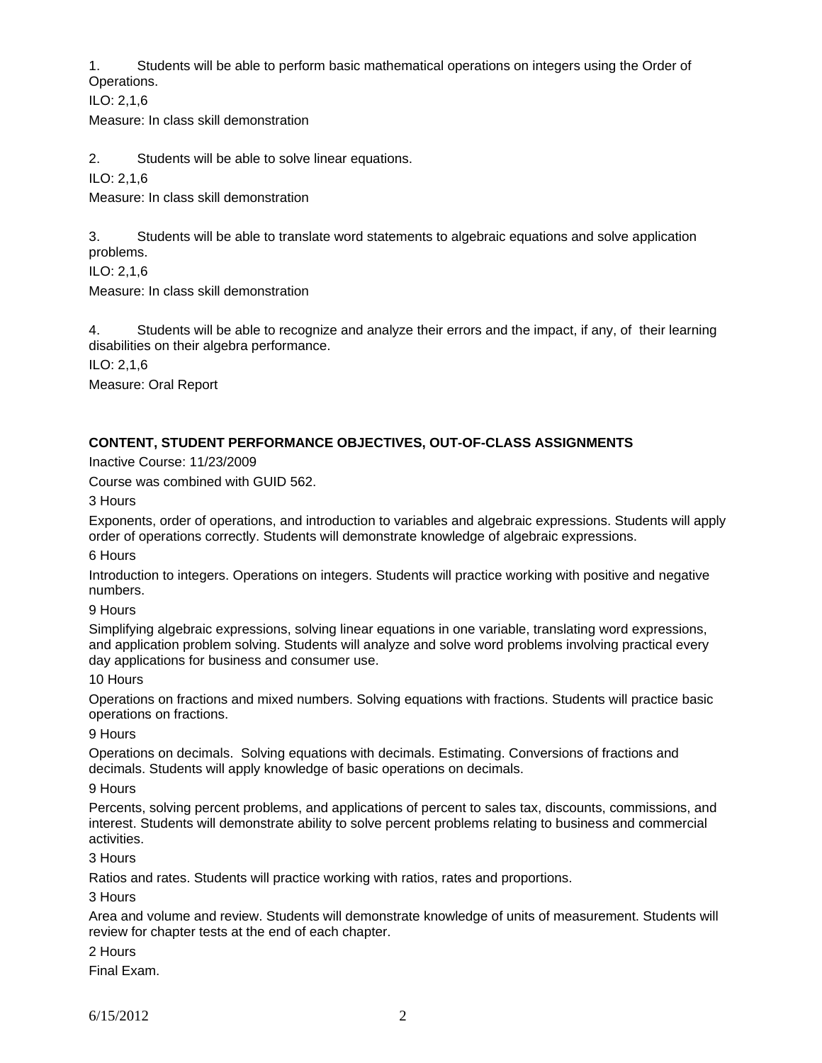1. Students will be able to perform basic mathematical operations on integers using the Order of Operations.

ILO: 2,1,6

Measure: In class skill demonstration

2. Students will be able to solve linear equations.

ILO: 2,1,6

Measure: In class skill demonstration

3. Students will be able to translate word statements to algebraic equations and solve application problems.

ILO: 2,1,6

Measure: In class skill demonstration

4. Students will be able to recognize and analyze their errors and the impact, if any, of their learning disabilities on their algebra performance.

ILO: 2,1,6

Measure: Oral Report

**CONTENT, STUDENT PERFORMANCE OBJECTIVES, OUT-OF-CLASS ASSIGNMENTS**

Inactive Course: 11/23/2009

Course was combined with GUID 562.

3 Hours

Exponents, order of operations, and introduction to variables and algebraic expressions. Students will apply order of operations correctly. Students will demonstrate knowledge of algebraic expressions.

6 Hours

Introduction to integers. Operations on integers. Students will practice working with positive and negative numbers.

9 Hours

Simplifying algebraic expressions, solving linear equations in one variable, translating word expressions, and application problem solving. Students will analyze and solve word problems involving practical every day applications for business and consumer use.

10 Hours

Operations on fractions and mixed numbers. Solving equations with fractions. Students will practice basic operations on fractions.

9 Hours

Operations on decimals. Solving equations with decimals. Estimating. Conversions of fractions and decimals. Students will apply knowledge of basic operations on decimals.

9 Hours

Percents, solving percent problems, and applications of percent to sales tax, discounts, commissions, and interest. Students will demonstrate ability to solve percent problems relating to business and commercial activities.

3 Hours

Ratios and rates. Students will practice working with ratios, rates and proportions.

3 Hours

Area and volume and review. Students will demonstrate knowledge of units of measurement. Students will review for chapter tests at the end of each chapter.

2 Hours

Final Exam.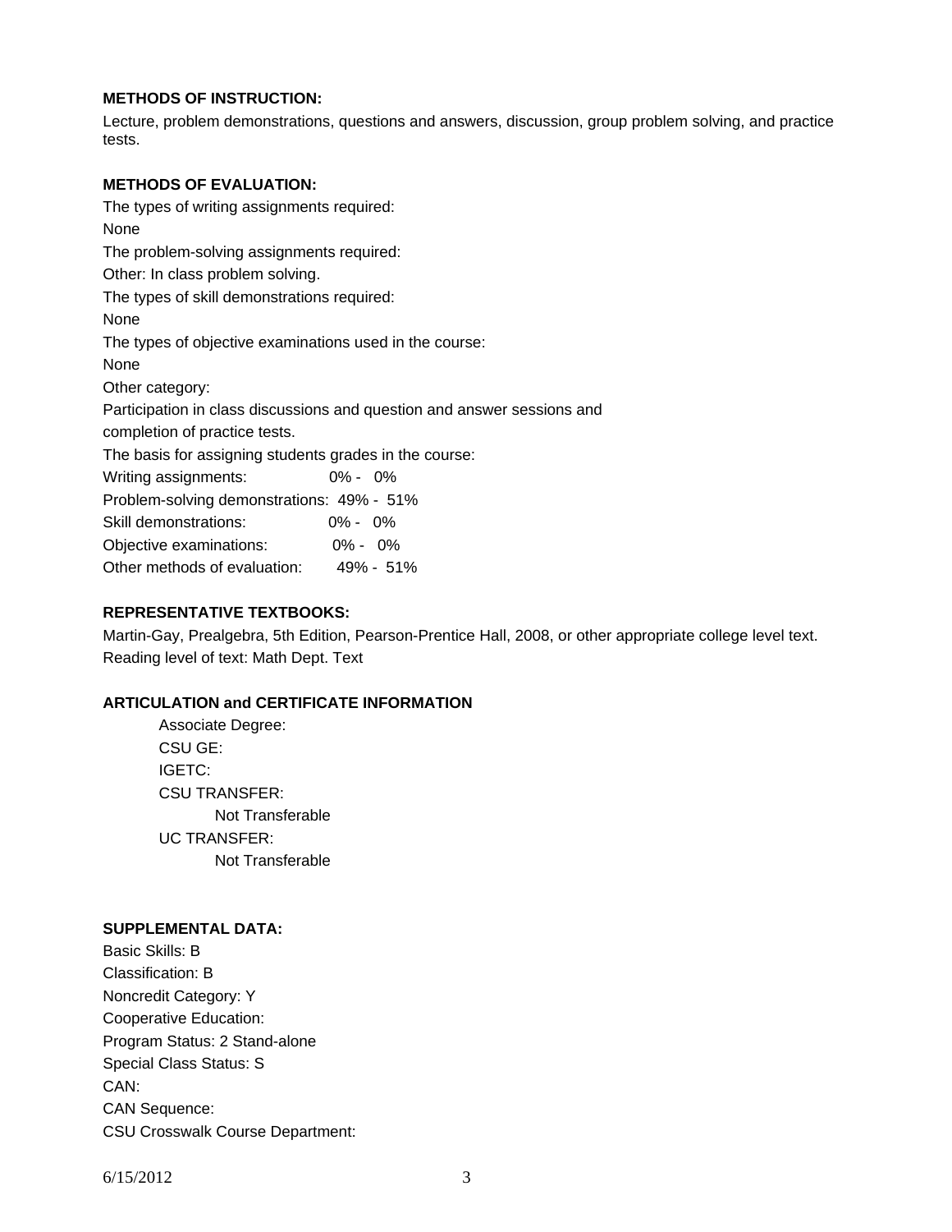**METHODS OF INSTRUCTION:**

Lecture, problem demonstrations, questions and answers, discussion, group problem solving, and practice tests.

**METHODS OF EVALUATION:**

The types of writing assignments required:

None

The problem-solving assignments required:

Other: In class problem solving.

The types of skill demonstrations required:

None

The types of objective examinations used in the course:

None

Other category:

Participation in class discussions and question and answer sessions and completion of practice tests.

The basis for assigning students grades in the course:

| | |
|---|---|
| Writing assignments: | 0% - 0% |
| Problem-solving demonstrations: | 49% - 51% |
| Skill demonstrations: | 0% - 0% |
| Objective examinations: | 0% - 0% |
| Other methods of evaluation: | 49% - 51% |

**REPRESENTATIVE TEXTBOOKS:**

Martin-Gay, Prealgebra, 5th Edition, Pearson-Prentice Hall, 2008, or other appropriate college level text.

Reading level of text: Math Dept. Text

**ARTICULATION and CERTIFICATE INFORMATION**

Associate Degree:

CSU GE:

IGETC:

CSU TRANSFER:

Not Transferable

UC TRANSFER:

Not Transferable

**SUPPLEMENTAL DATA:**

Basic Skills: B

Classification: B

Noncredit Category: Y

Cooperative Education:

Program Status: 2 Stand-alone

Special Class Status: S

CAN:

CAN Sequence:

CSU Crosswalk Course Department: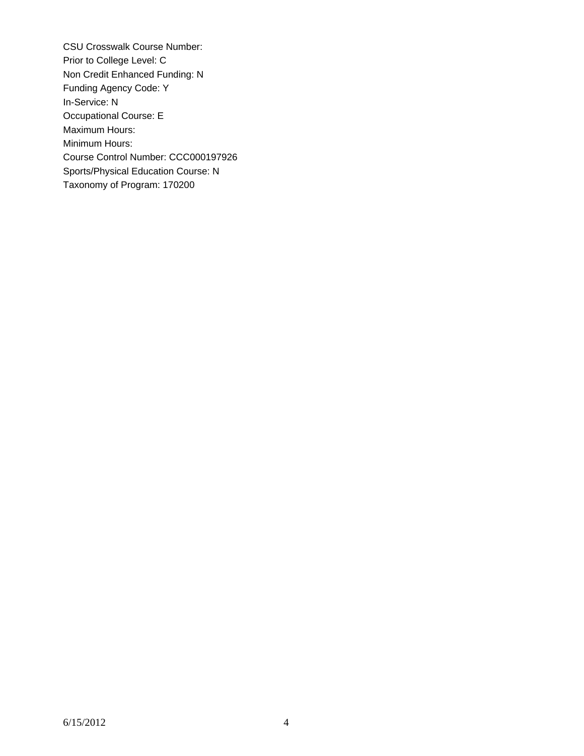CSU Crosswalk Course Number:
Prior to College Level: C
Non Credit Enhanced Funding: N
Funding Agency Code: Y
In-Service: N
Occupational Course: E
Maximum Hours:
Minimum Hours:
Course Control Number: CCC000197926
Sports/Physical Education Course: N
Taxonomy of Program: 170200